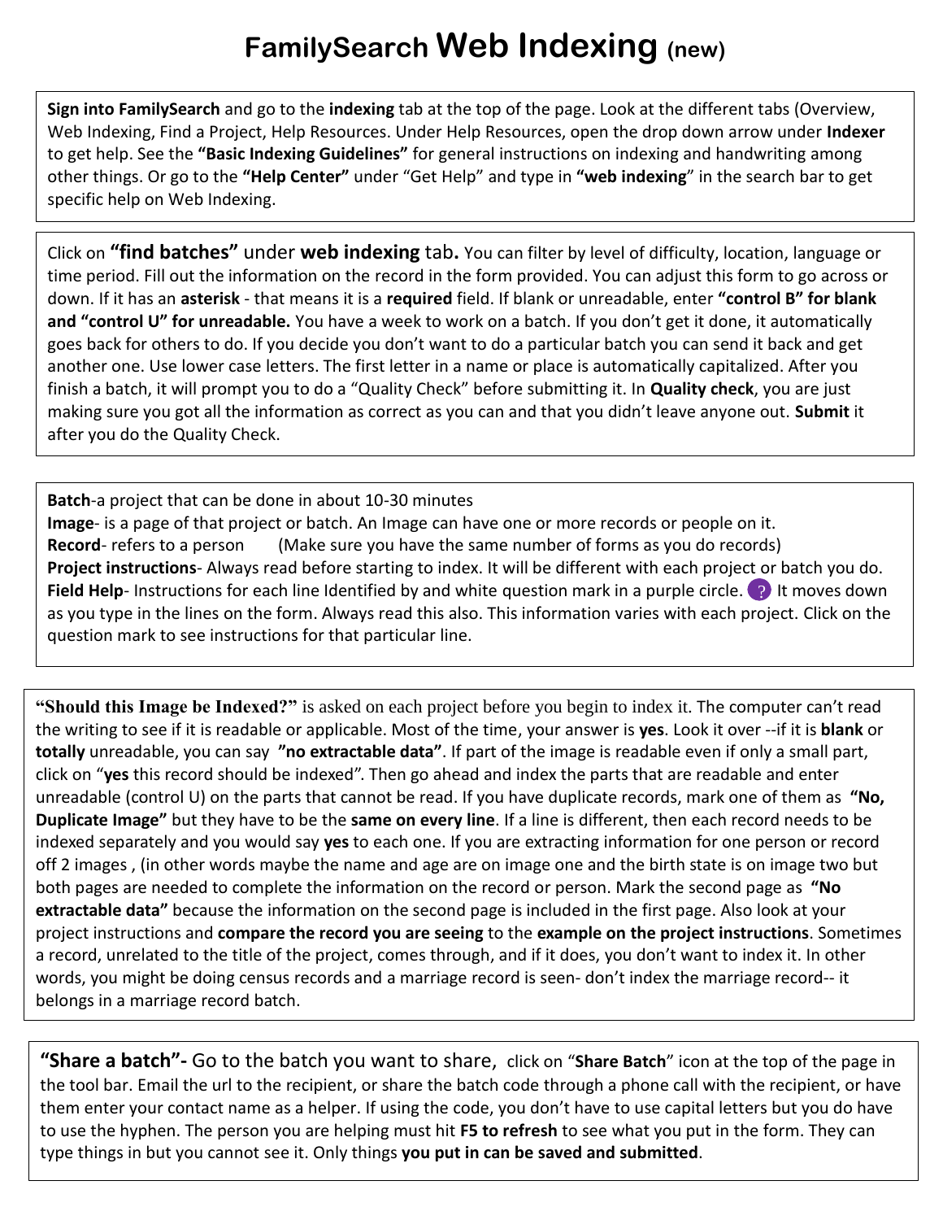# FamilySearch Web Indexing (new)

**Sign into FamilySearch** and go to the **indexing** tab at the top of the page. Look at the different tabs (Overview, Web Indexing, Find a Project, Help Resources. Under Help Resources, open the drop down arrow under **Indexer** to get help. See the **"Basic Indexing Guidelines"** for general instructions on indexing and handwriting among other things. Or go to the **"Help Center"** under "Get Help" and type in **"web indexing"** in the search bar to get specific help on Web Indexing.

Click on **"find batches"** under **web indexing** tab**.** You can filter by level of difficulty, location, language or time period. Fill out the information on the record in the form provided. You can adjust this form to go across or down. If it has an **asterisk** - that means it is a **required** field. If blank or unreadable, enter **"control B" for blank and "control U" for unreadable.** You have a week to work on a batch. If you don't get it done, it automatically goes back for others to do. If you decide you don't want to do a particular batch you can send it back and get another one. Use lower case letters. The first letter in a name or place is automatically capitalized. After you finish a batch, it will prompt you to do a "Quality Check" before submitting it. In **Quality check**, you are just making sure you got all the information as correct as you can and that you didn't leave anyone out. **Submit** it after you do the Quality Check.

**Batch**-a project that can be done in about 10-30 minutes
**Image**- is a page of that project or batch. An Image can have one or more records or people on it.
**Record**- refers to a person (Make sure you have the same number of forms as you do records)
**Project instructions**- Always read before starting to index. It will be different with each project or batch you do.
**Field Help**- Instructions for each line Identified by and white question mark in a purple circle. ? It moves down as you type in the lines on the form. Always read this also. This information varies with each project. Click on the question mark to see instructions for that particular line.

**"Should this Image be Indexed?"** is asked on each project before you begin to index it. The computer can't read the writing to see if it is readable or applicable. Most of the time, your answer is **yes**. Look it over --if it is **blank** or **totally** unreadable, you can say **"no extractable data"**. If part of the image is readable even if only a small part, click on "**yes** this record should be indexed". Then go ahead and index the parts that are readable and enter unreadable (control U) on the parts that cannot be read. If you have duplicate records, mark one of them as **"No, Duplicate Image"** but they have to be the **same on every line**. If a line is different, then each record needs to be indexed separately and you would say **yes** to each one. If you are extracting information for one person or record off 2 images , (in other words maybe the name and age are on image one and the birth state is on image two but both pages are needed to complete the information on the record or person. Mark the second page as **"No extractable data"** because the information on the second page is included in the first page. Also look at your project instructions and **compare the record you are seeing** to the **example on the project instructions**. Sometimes a record, unrelated to the title of the project, comes through, and if it does, you don't want to index it. In other words, you might be doing census records and a marriage record is seen- don't index the marriage record-- it belongs in a marriage record batch.

**"Share a batch"-** Go to the batch you want to share, click on "**Share Batch**" icon at the top of the page in the tool bar. Email the url to the recipient, or share the batch code through a phone call with the recipient, or have them enter your contact name as a helper. If using the code, you don't have to use capital letters but you do have to use the hyphen. The person you are helping must hit **F5 to refresh** to see what you put in the form. They can type things in but you cannot see it. Only things **you put in can be saved and submitted**.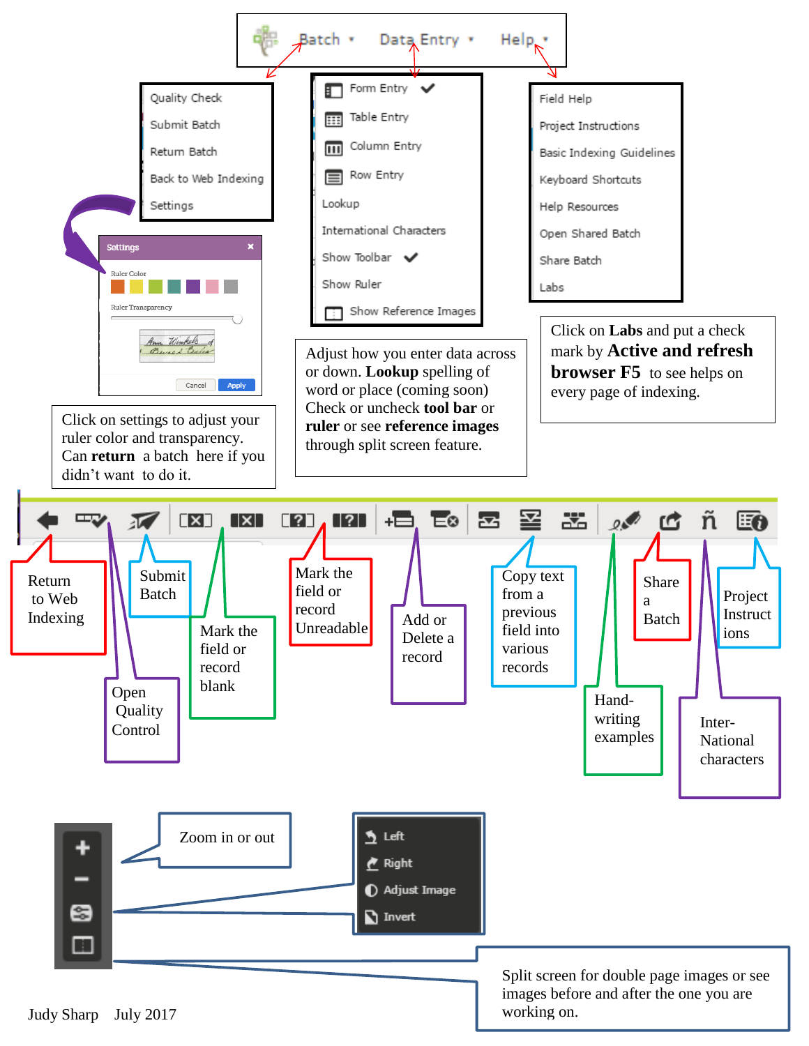Batch ▾ Data Entry ▾ Help ▾

Quality Check
Submit Batch
Return Batch
Back to Web Indexing
Settings

Form Entry ✓
Table Entry
Column Entry
Row Entry
Lookup
International Characters
Show Toolbar ✓
Show Ruler
Show Reference Images

Field Help
Project Instructions
Basic Indexing Guidelines
Keyboard Shortcuts
Help Resources
Open Shared Batch
Share Batch
Labs

Settings
Ruler Color
Ruler Transparency
Cancel Apply

Click on settings to adjust your ruler color and transparency. Can **return** a batch here if you didn't want to do it.

Adjust how you enter data across or down. **Lookup** spelling of word or place (coming soon) Check or uncheck **tool bar** or **ruler** or see **reference images** through split screen feature.

Click on **Labs** and put a check mark by **Active and refresh browser F5** to see helps on every page of indexing.

Return to Web Indexing

Open Quality Control

Submit Batch

Mark the field or record blank

Mark the field or record Unreadable

Add or Delete a record

Copy text from a previous field into various records

Hand-writing examples

Share a Batch

Inter-National characters

Project Instructions

Zoom in or out

Left
Right
Adjust Image
Invert

Split screen for double page images or see images before and after the one you are working on.

Judy Sharp July 2017